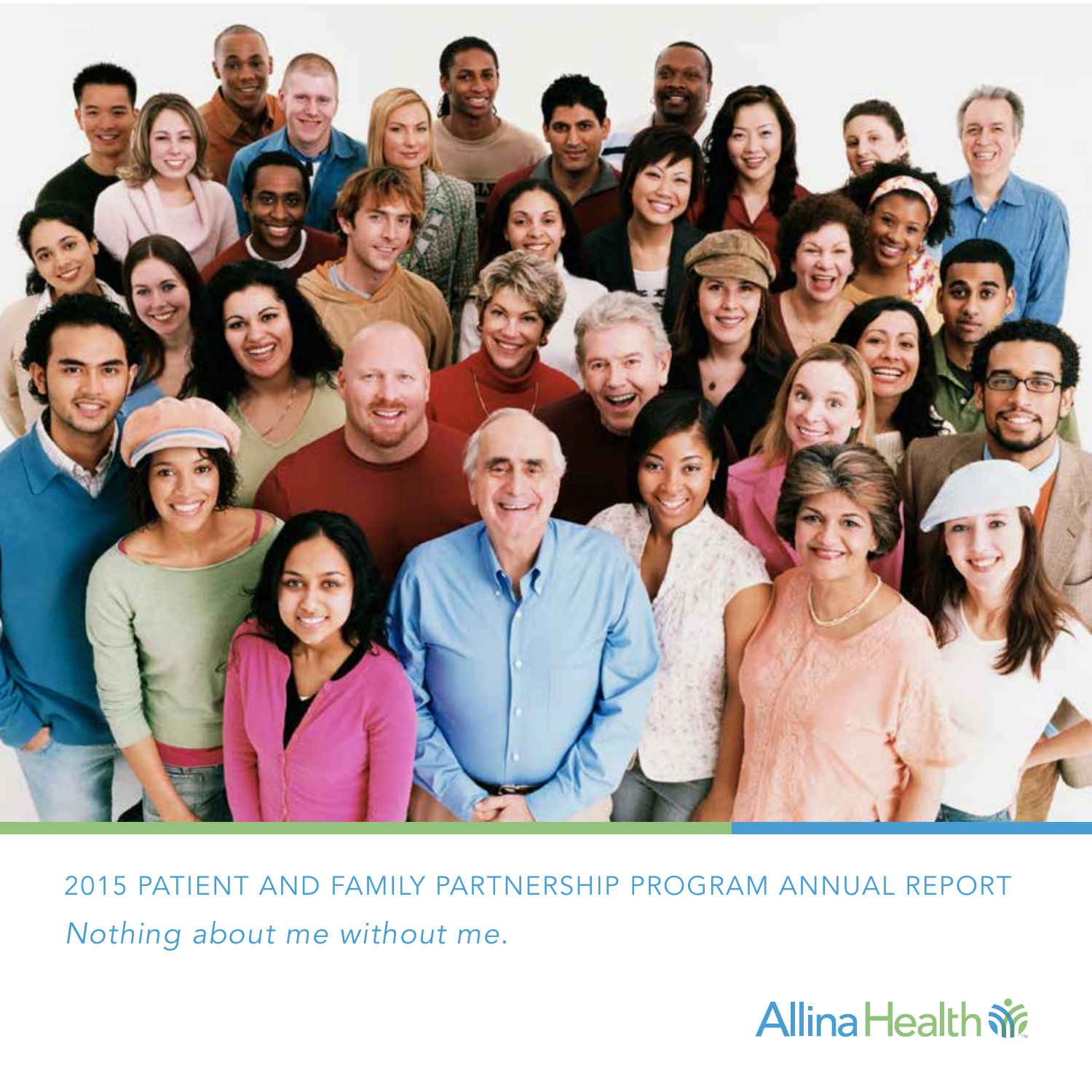# 2015 PATIENT AND FAMILY PARTNERSHIP PROGRAM ANNUAL REPORT

*Nothing about me without me.*

Allina Health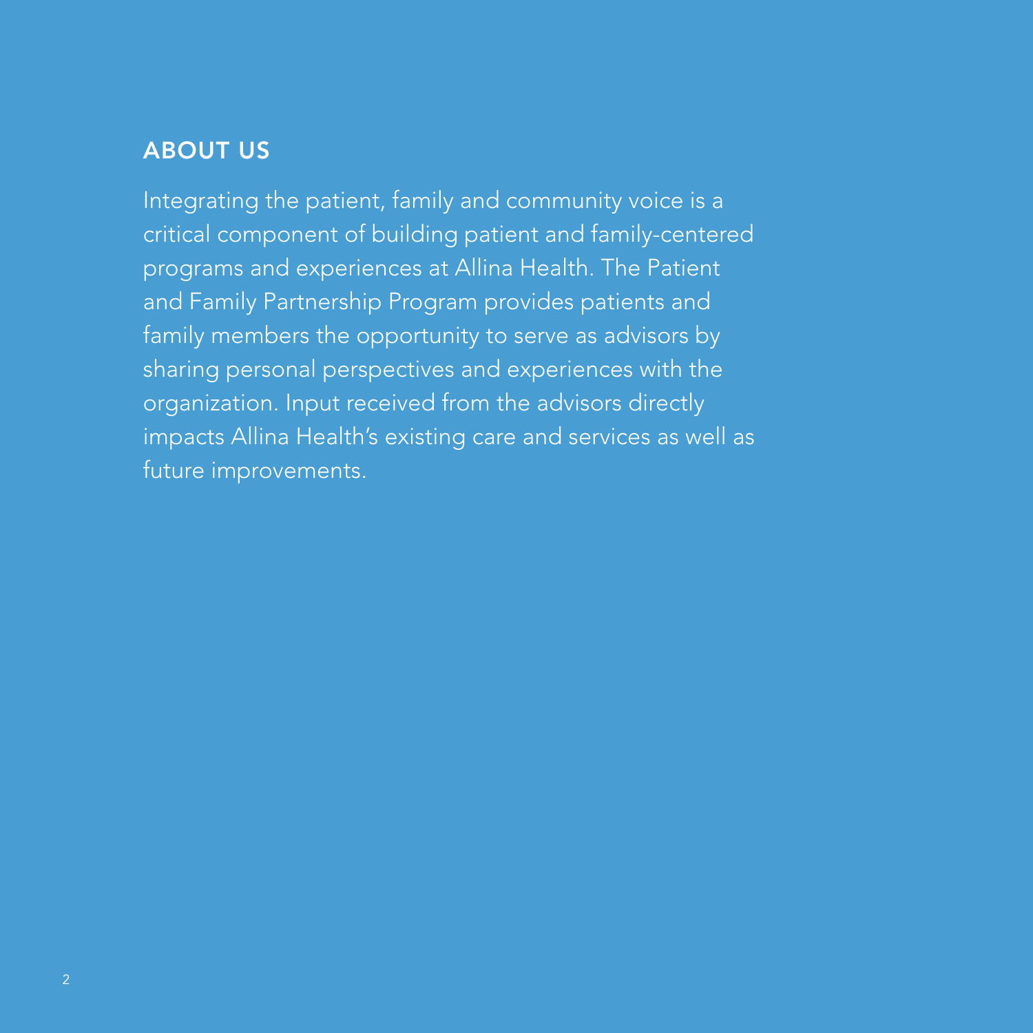## ABOUT US

Integrating the patient, family and community voice is a critical component of building patient and family-centered programs and experiences at Allina Health. The Patient and Family Partnership Program provides patients and family members the opportunity to serve as advisors by sharing personal perspectives and experiences with the organization. Input received from the advisors directly impacts Allina Health's existing care and services as well as future improvements.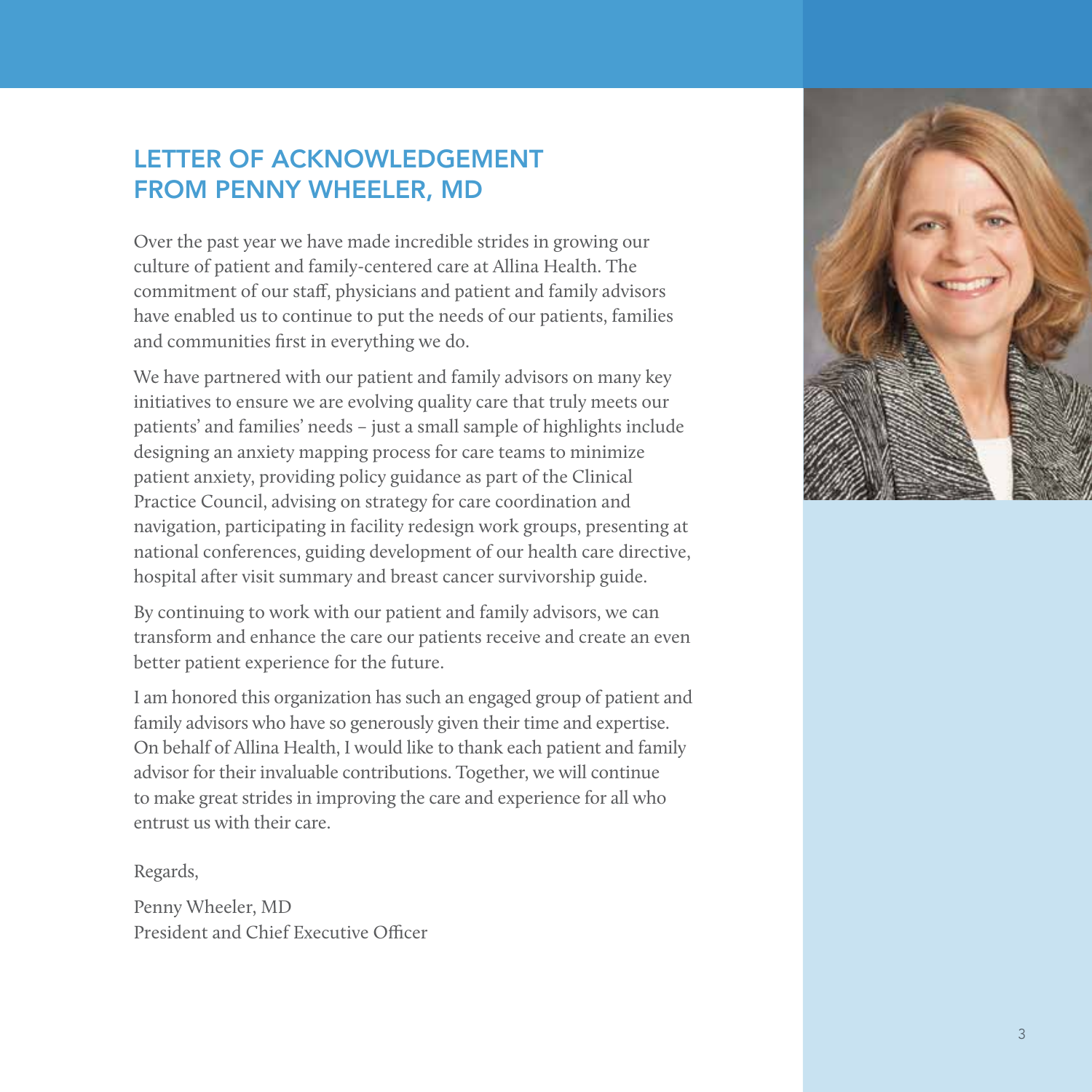# LETTER OF ACKNOWLEDGEMENT FROM PENNY WHEELER, MD

Over the past year we have made incredible strides in growing our culture of patient and family-centered care at Allina Health. The commitment of our staff, physicians and patient and family advisors have enabled us to continue to put the needs of our patients, families and communities first in everything we do.

We have partnered with our patient and family advisors on many key initiatives to ensure we are evolving quality care that truly meets our patients' and families' needs – just a small sample of highlights include designing an anxiety mapping process for care teams to minimize patient anxiety, providing policy guidance as part of the Clinical Practice Council, advising on strategy for care coordination and navigation, participating in facility redesign work groups, presenting at national conferences, guiding development of our health care directive, hospital after visit summary and breast cancer survivorship guide.

By continuing to work with our patient and family advisors, we can transform and enhance the care our patients receive and create an even better patient experience for the future.

I am honored this organization has such an engaged group of patient and family advisors who have so generously given their time and expertise. On behalf of Allina Health, I would like to thank each patient and family advisor for their invaluable contributions. Together, we will continue to make great strides in improving the care and experience for all who entrust us with their care.

Regards,

Penny Wheeler, MD
President and Chief Executive Officer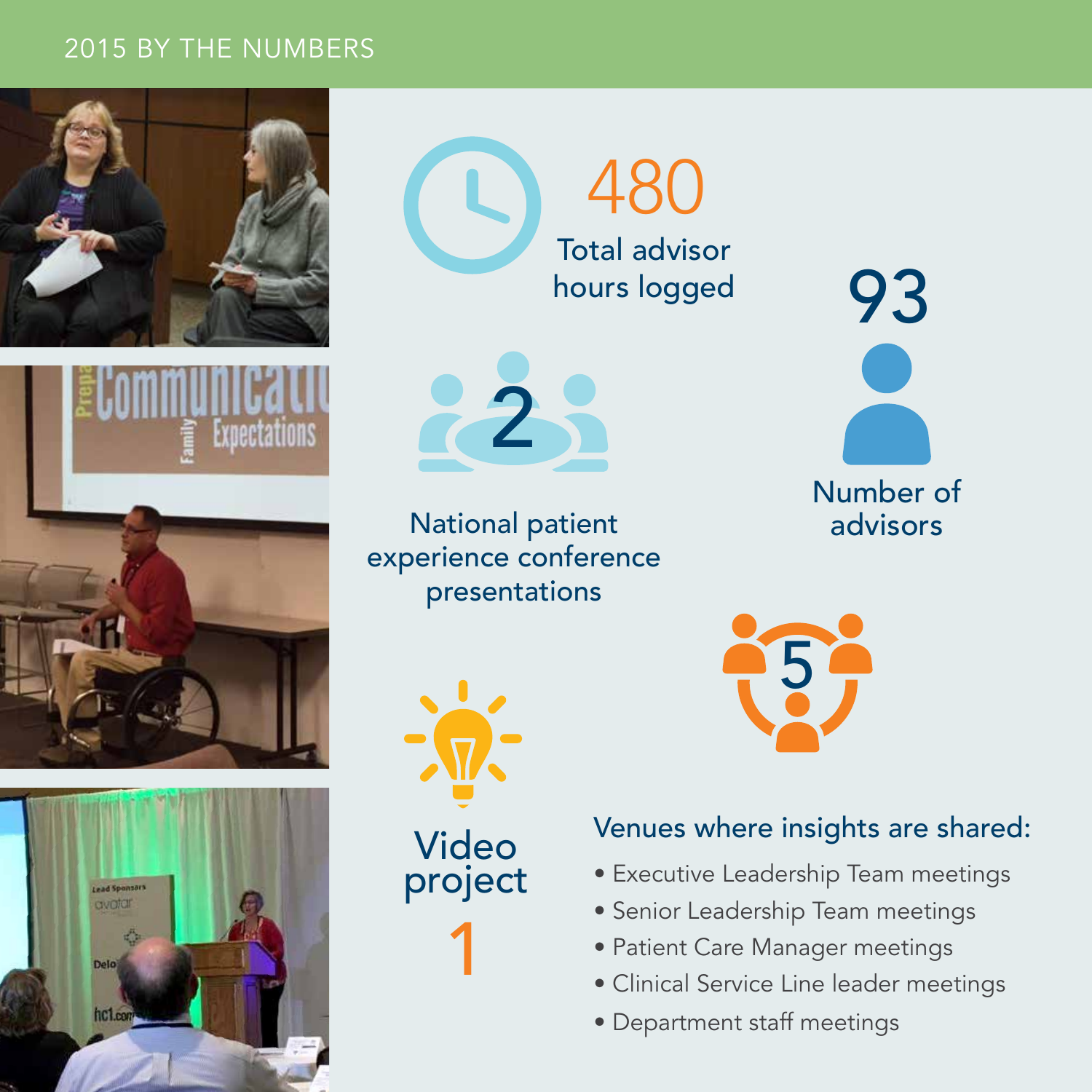# 2015 BY THE NUMBERS

**480**
Total advisor hours logged

**93**
Number of advisors

**2**
National patient experience conference presentations

**5**
Venues where insights are shared:

- Executive Leadership Team meetings
- Senior Leadership Team meetings
- Patient Care Manager meetings
- Clinical Service Line leader meetings
- Department staff meetings

**Video project**
**1**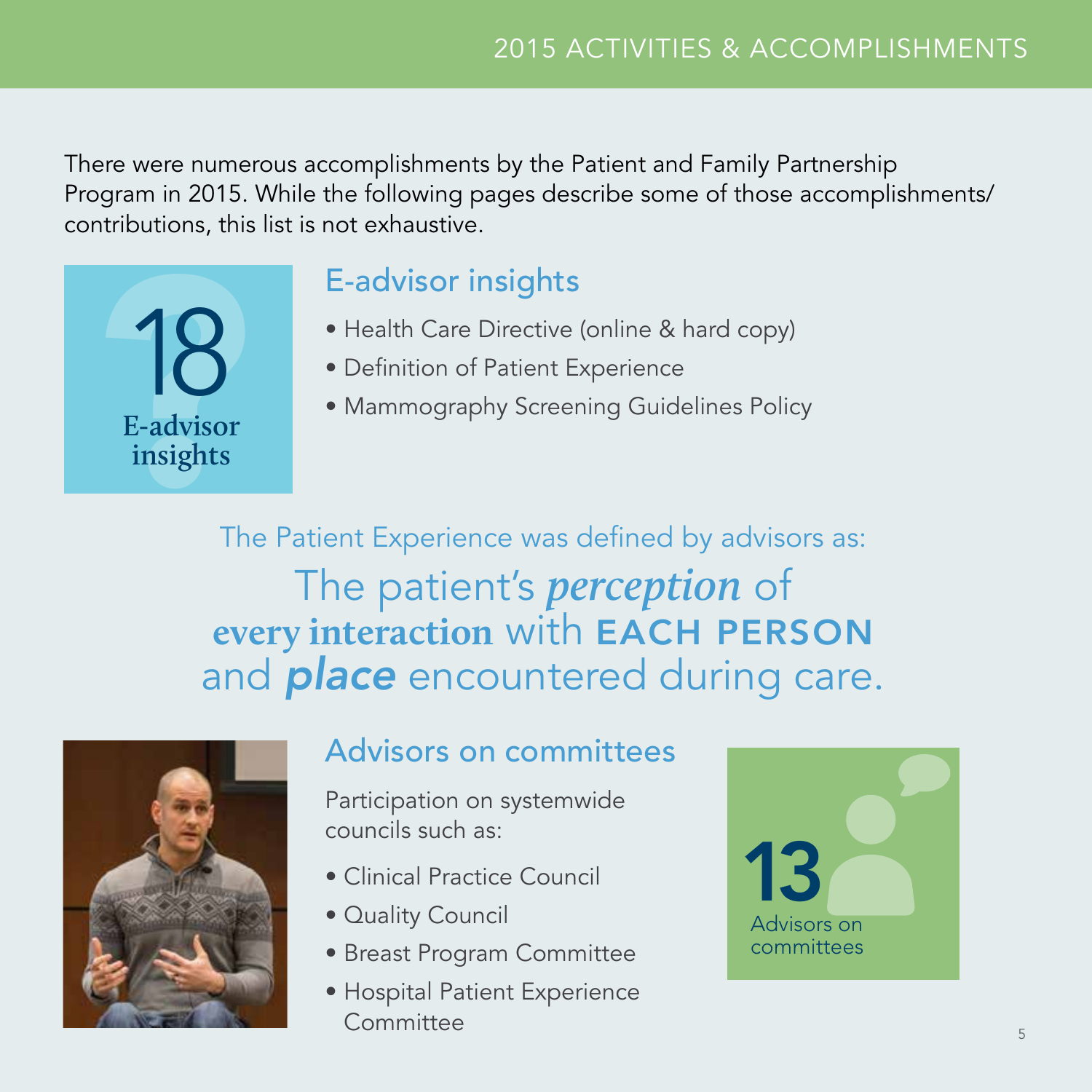There were numerous accomplishments by the Patient and Family Partnership Program in 2015. While the following pages describe some of those accomplishments/ contributions, this list is not exhaustive.

**18**
**E-advisor insights**

## E-advisor insights

- Health Care Directive (online & hard copy)
- Definition of Patient Experience
- Mammography Screening Guidelines Policy

The Patient Experience was defined by advisors as:

The patient's ***perception*** of **every interaction** with **EACH PERSON** and ***place*** encountered during care.

## Advisors on committees

Participation on systemwide councils such as:

- Clinical Practice Council
- Quality Council
- Breast Program Committee
- Hospital Patient Experience Committee

**13**
Advisors on committees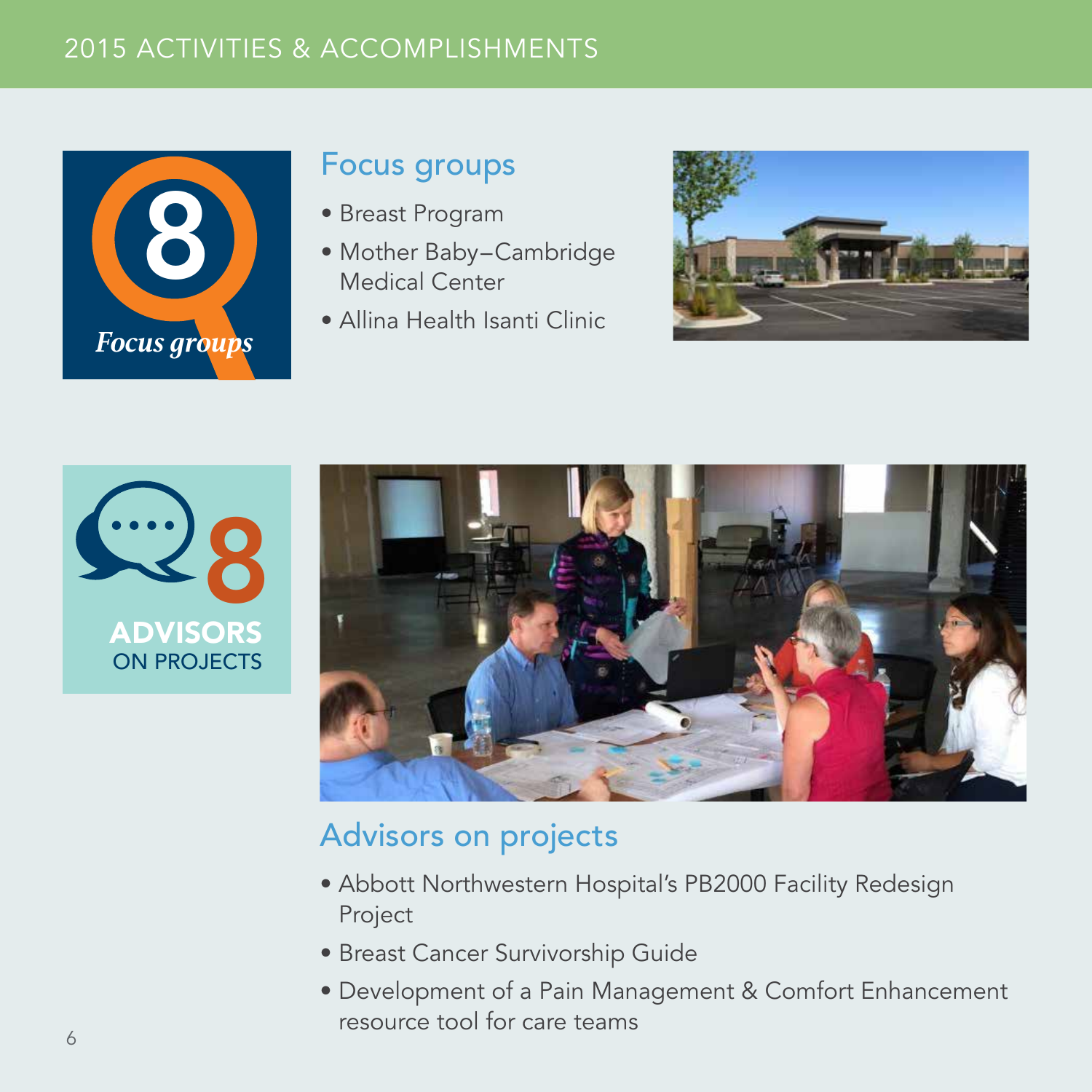2015 ACTIVITIES & ACCOMPLISHMENTS

**8** *Focus groups*

## Focus groups

- Breast Program
- Mother Baby–Cambridge Medical Center
- Allina Health Isanti Clinic

**8 ADVISORS ON PROJECTS**

## Advisors on projects

- Abbott Northwestern Hospital's PB2000 Facility Redesign Project
- Breast Cancer Survivorship Guide
- Development of a Pain Management & Comfort Enhancement resource tool for care teams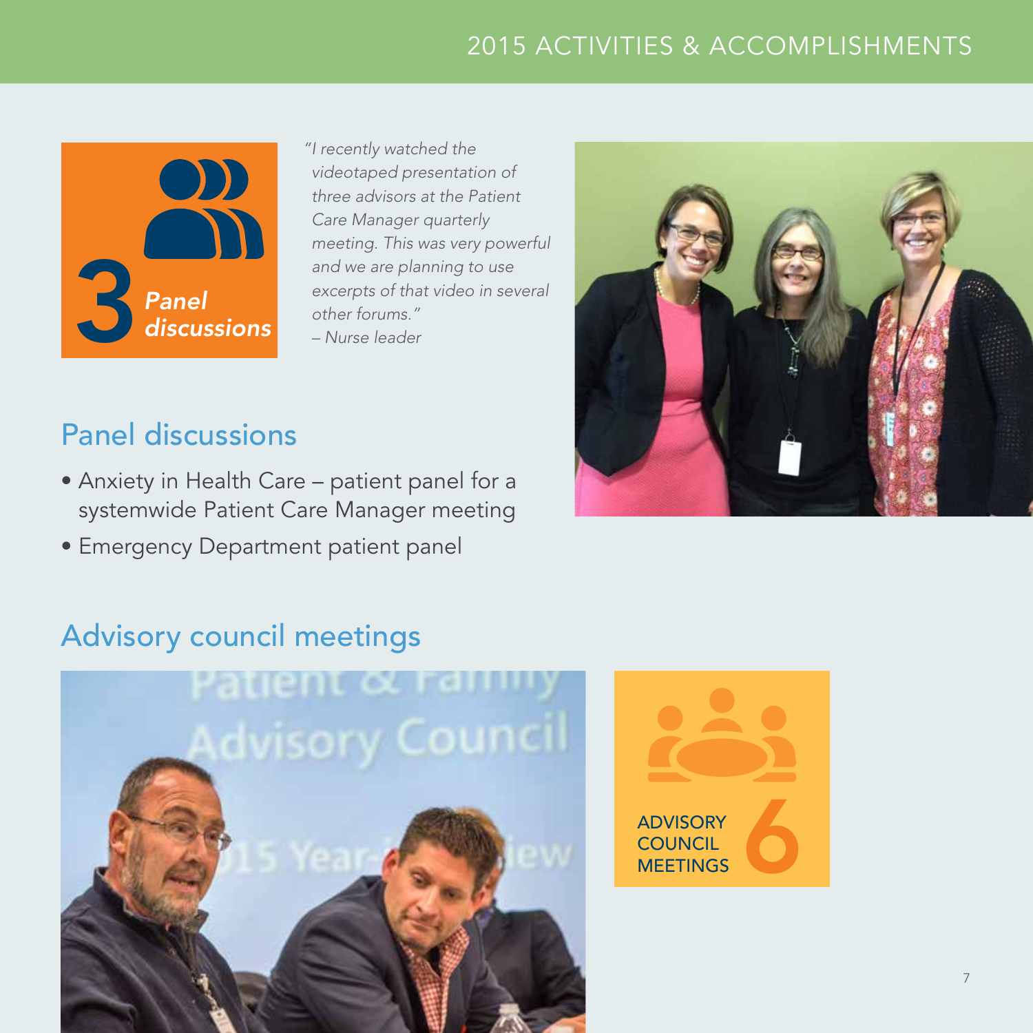**3** *Panel discussions*

*"I recently watched the videotaped presentation of three advisors at the Patient Care Manager quarterly meeting. This was very powerful and we are planning to use excerpts of that video in several other forums."*
*– Nurse leader*

## Panel discussions

- Anxiety in Health Care – patient panel for a systemwide Patient Care Manager meeting
- Emergency Department patient panel

## Advisory council meetings

ADVISORY COUNCIL MEETINGS **6**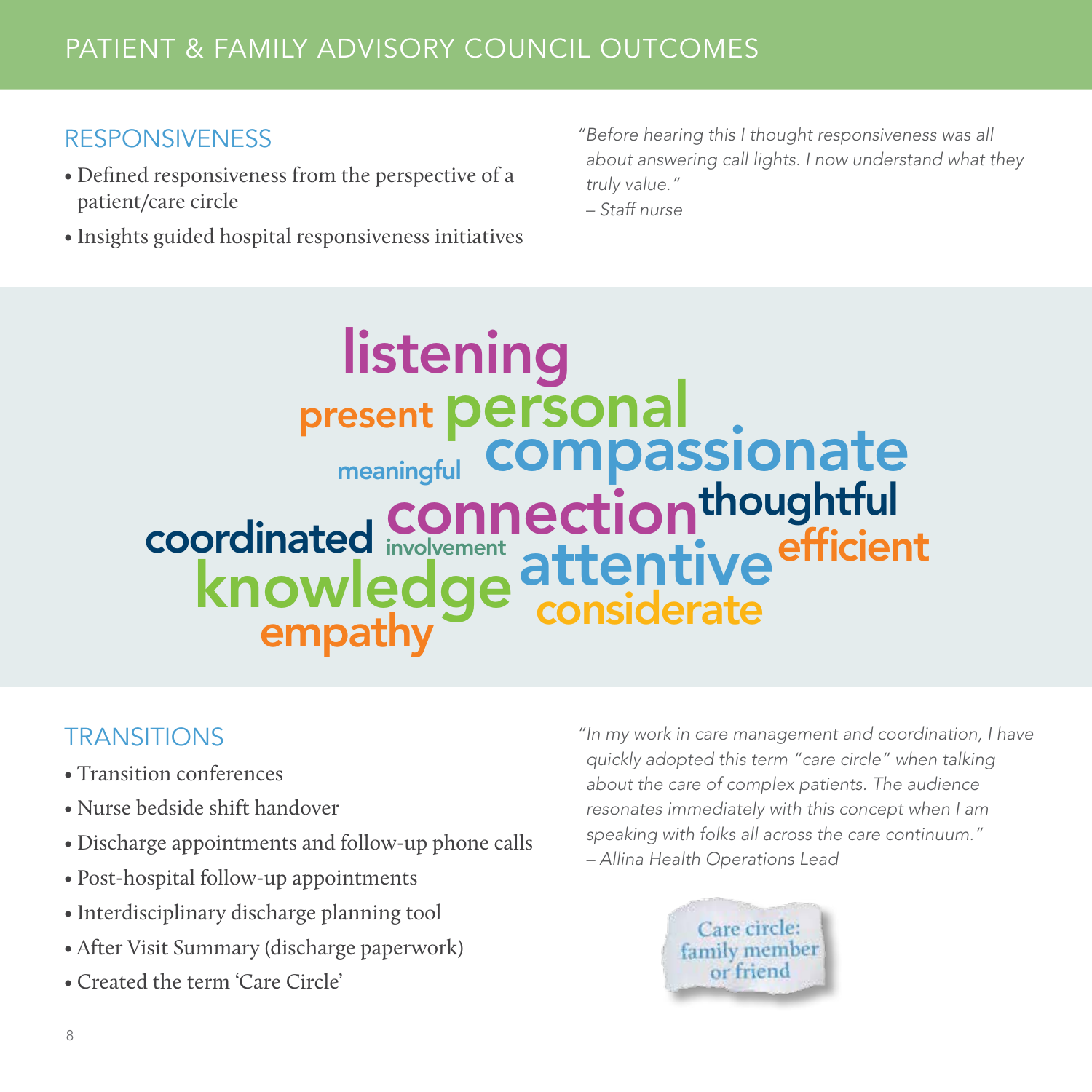# PATIENT & FAMILY ADVISORY COUNCIL OUTCOMES

## RESPONSIVENESS

- Defined responsiveness from the perspective of a patient/care circle
- Insights guided hospital responsiveness initiatives

*"Before hearing this I thought responsiveness was all about answering call lights. I now understand what they truly value."*
*– Staff nurse*

listening present personal meaningful compassionate connection thoughtful coordinated involvement attentive efficient knowledge considerate empathy

## TRANSITIONS

- Transition conferences
- Nurse bedside shift handover
- Discharge appointments and follow-up phone calls
- Post-hospital follow-up appointments
- Interdisciplinary discharge planning tool
- After Visit Summary (discharge paperwork)
- Created the term 'Care Circle'

*"In my work in care management and coordination, I have quickly adopted this term "care circle" when talking about the care of complex patients. The audience resonates immediately with this concept when I am speaking with folks all across the care continuum."*
*– Allina Health Operations Lead*

Care circle: family member or friend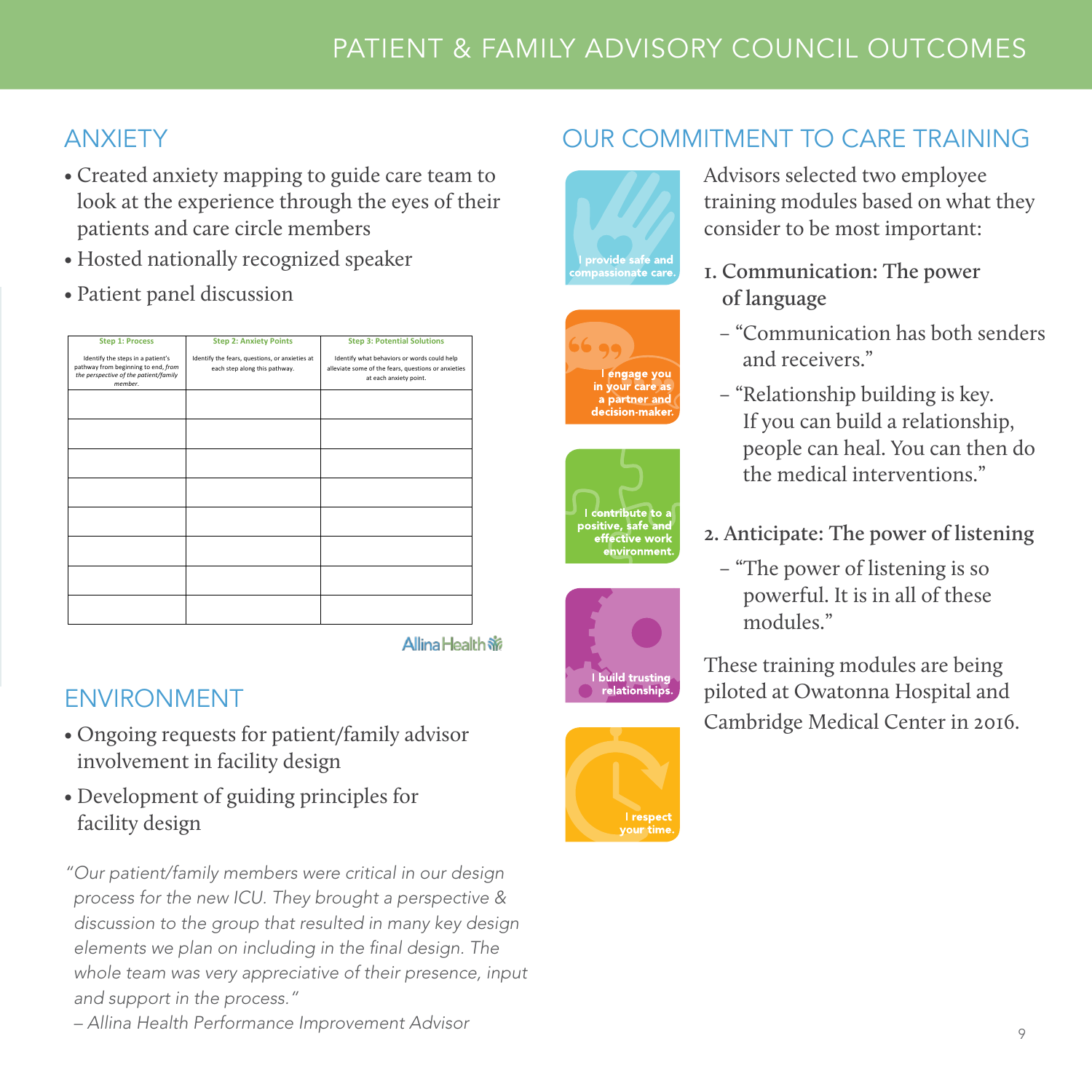# PATIENT & FAMILY ADVISORY COUNCIL OUTCOMES

## ANXIETY

- Created anxiety mapping to guide care team to look at the experience through the eyes of their patients and care circle members
- Hosted nationally recognized speaker
- Patient panel discussion

| Step 1: Process<br>Identify the steps in a patient's pathway from beginning to end, *from the perspective of the patient/family member.* | Step 2: Anxiety Points<br>Identify the fears, questions, or anxieties at each step along this pathway. | Step 3: Potential Solutions<br>Identify what behaviors or words could help alleviate some of the fears, questions or anxieties at each anxiety point. |
|---|---|---|
| | | |
| | | |
| | | |
| | | |
| | | |
| | | |
| | | |
| | | |

Allina Health

## ENVIRONMENT

- Ongoing requests for patient/family advisor involvement in facility design
- Development of guiding principles for facility design

*"Our patient/family members were critical in our design process for the new ICU. They brought a perspective & discussion to the group that resulted in many key design elements we plan on including in the final design. The whole team was very appreciative of their presence, input and support in the process."*

*– Allina Health Performance Improvement Advisor*

## OUR COMMITMENT TO CARE TRAINING

I provide safe and compassionate care.

I engage you in your care as a partner and decision-maker.

I contribute to a positive, safe and effective work environment.

I build trusting relationships.

I respect your time.

Advisors selected two employee training modules based on what they consider to be most important:

1. **Communication: The power of language**
   - "Communication has both senders and receivers."
   - "Relationship building is key. If you can build a relationship, people can heal. You can then do the medical interventions."

2. **Anticipate: The power of listening**
   - "The power of listening is so powerful. It is in all of these modules."

These training modules are being piloted at Owatonna Hospital and Cambridge Medical Center in 2016.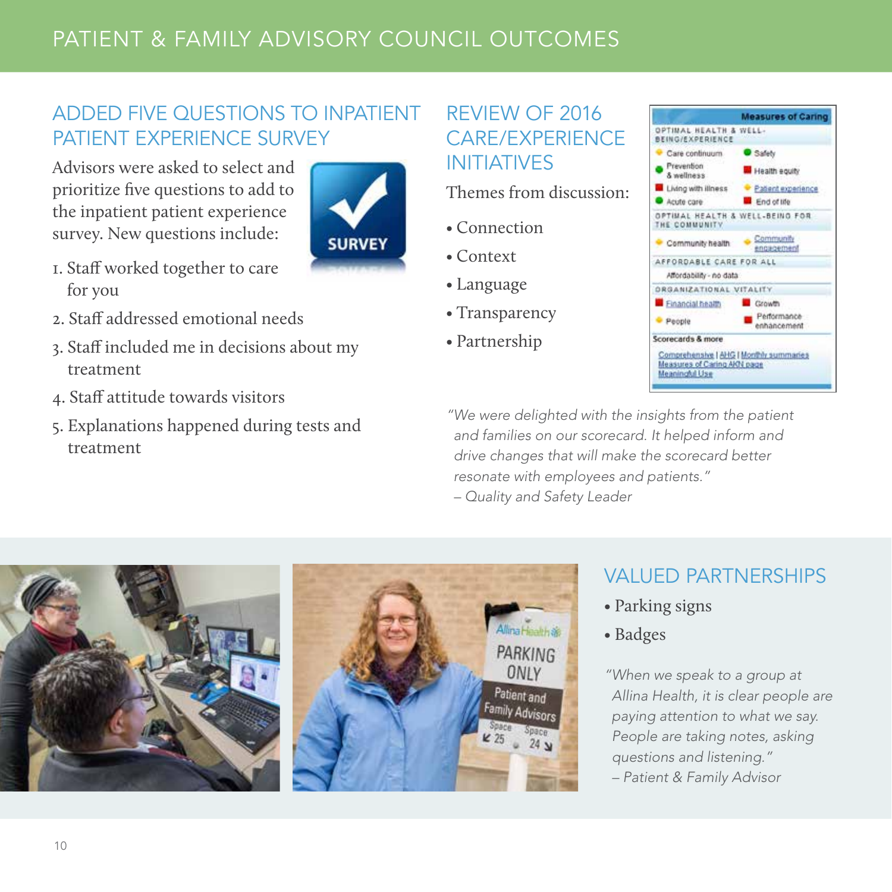# PATIENT & FAMILY ADVISORY COUNCIL OUTCOMES

## ADDED FIVE QUESTIONS TO INPATIENT PATIENT EXPERIENCE SURVEY

Advisors were asked to select and prioritize five questions to add to the inpatient patient experience survey. New questions include:

1. Staff worked together to care for you
2. Staff addressed emotional needs
3. Staff included me in decisions about my treatment
4. Staff attitude towards visitors
5. Explanations happened during tests and treatment

## REVIEW OF 2016 CARE/EXPERIENCE INITIATIVES

Themes from discussion:

- Connection
- Context
- Language
- Transparency
- Partnership

*"We were delighted with the insights from the patient and families on our scorecard. It helped inform and drive changes that will make the scorecard better resonate with employees and patients."*
*– Quality and Safety Leader*

## VALUED PARTNERSHIPS

- Parking signs
- Badges

*"When we speak to a group at Allina Health, it is clear people are paying attention to what we say. People are taking notes, asking questions and listening."*
*– Patient & Family Advisor*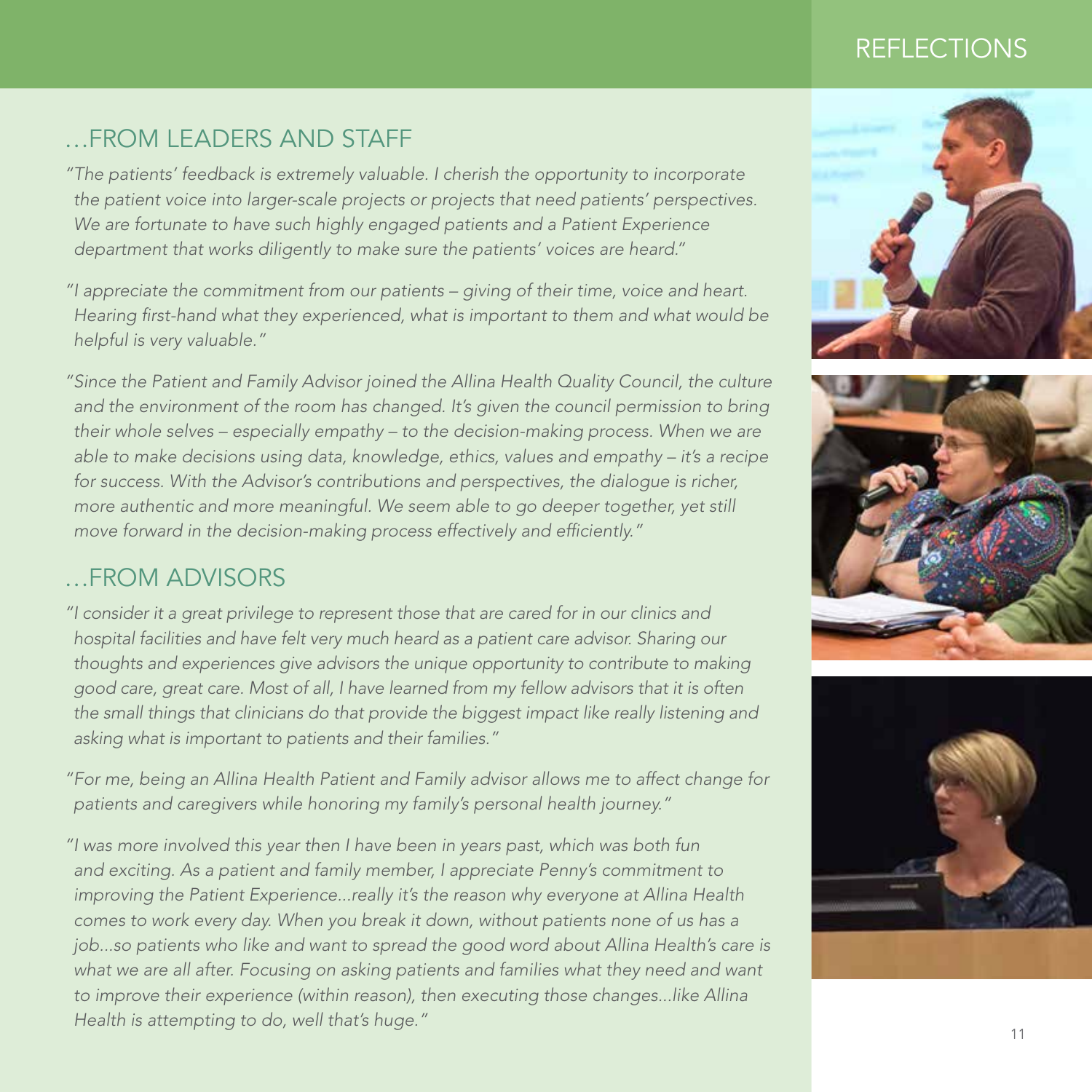# REFLECTIONS

## …FROM LEADERS AND STAFF

*"The patients' feedback is extremely valuable. I cherish the opportunity to incorporate the patient voice into larger-scale projects or projects that need patients' perspectives. We are fortunate to have such highly engaged patients and a Patient Experience department that works diligently to make sure the patients' voices are heard."*

*"I appreciate the commitment from our patients – giving of their time, voice and heart. Hearing first-hand what they experienced, what is important to them and what would be helpful is very valuable."*

*"Since the Patient and Family Advisor joined the Allina Health Quality Council, the culture and the environment of the room has changed. It's given the council permission to bring their whole selves – especially empathy – to the decision-making process. When we are able to make decisions using data, knowledge, ethics, values and empathy – it's a recipe for success. With the Advisor's contributions and perspectives, the dialogue is richer, more authentic and more meaningful. We seem able to go deeper together, yet still move forward in the decision-making process effectively and efficiently."*

## …FROM ADVISORS

*"I consider it a great privilege to represent those that are cared for in our clinics and hospital facilities and have felt very much heard as a patient care advisor. Sharing our thoughts and experiences give advisors the unique opportunity to contribute to making good care, great care. Most of all, I have learned from my fellow advisors that it is often the small things that clinicians do that provide the biggest impact like really listening and asking what is important to patients and their families."*

*"For me, being an Allina Health Patient and Family advisor allows me to affect change for patients and caregivers while honoring my family's personal health journey."*

*"I was more involved this year then I have been in years past, which was both fun and exciting. As a patient and family member, I appreciate Penny's commitment to improving the Patient Experience...really it's the reason why everyone at Allina Health comes to work every day. When you break it down, without patients none of us has a job...so patients who like and want to spread the good word about Allina Health's care is what we are all after. Focusing on asking patients and families what they need and want to improve their experience (within reason), then executing those changes...like Allina Health is attempting to do, well that's huge."*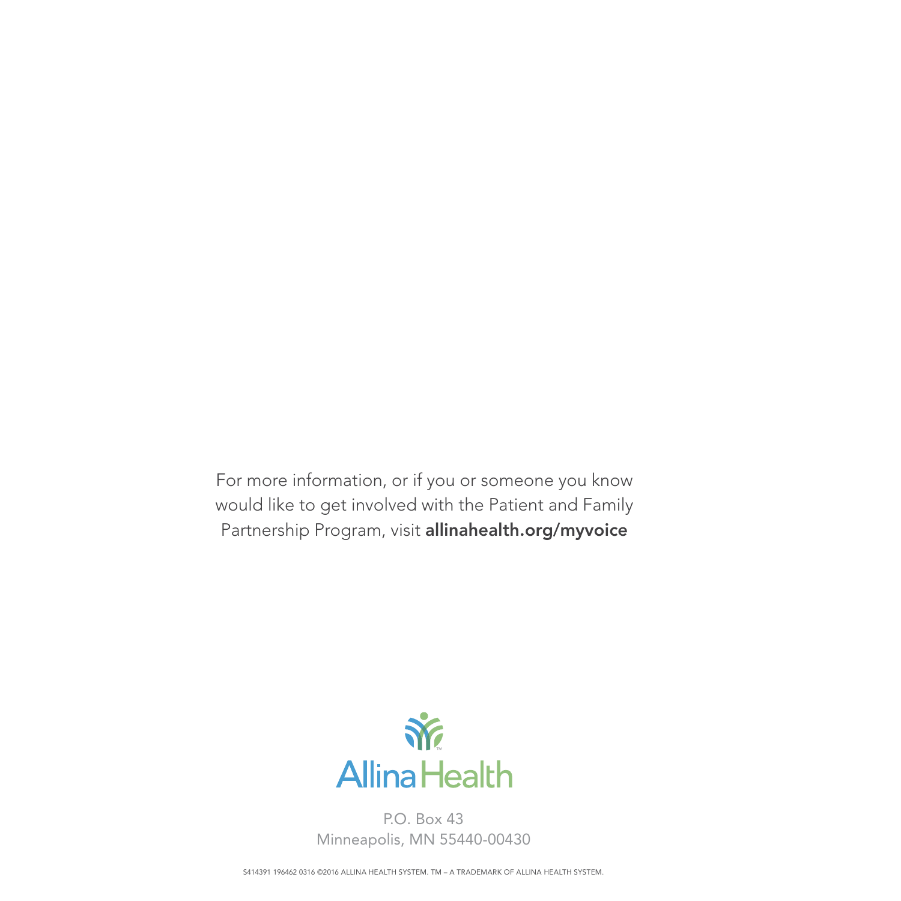For more information, or if you or someone you know would like to get involved with the Patient and Family Partnership Program, visit **allinahealth.org/myvoice**

Allina Health

P.O. Box 43
Minneapolis, MN 55440-00430

S414391 196462 0316 ©2016 ALLINA HEALTH SYSTEM. TM – A TRADEMARK OF ALLINA HEALTH SYSTEM.